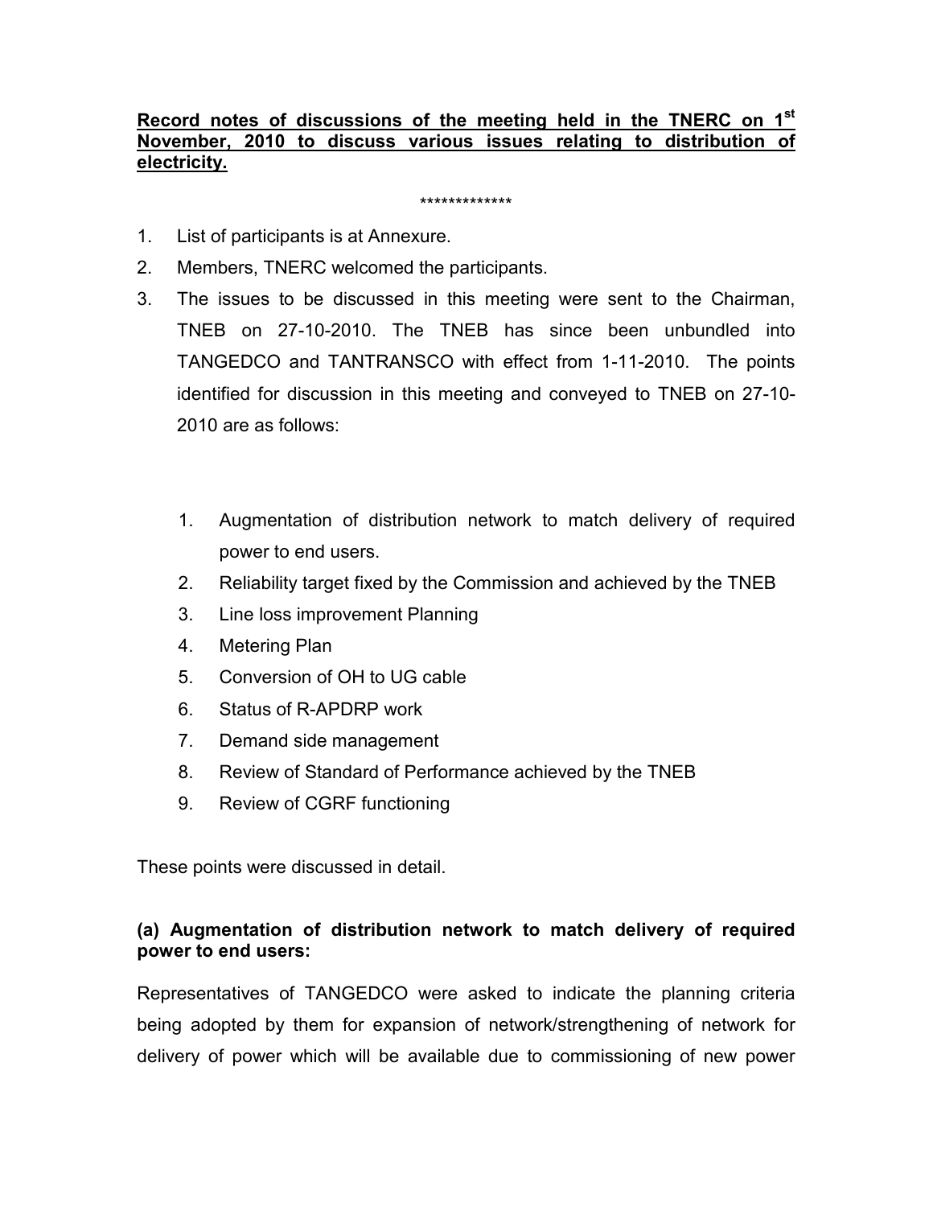**Record notes of discussions of the meeting held in the TNERC on 1st November, 2010 to discuss various issues relating to distribution of electricity.**

*************

1. List of participants is at Annexure.
2. Members, TNERC welcomed the participants.
3. The issues to be discussed in this meeting were sent to the Chairman, TNEB on 27-10-2010. The TNEB has since been unbundled into TANGEDCO and TANTRANSCO with effect from 1-11-2010. The points identified for discussion in this meeting and conveyed to TNEB on 27-10-2010 are as follows:

   1. Augmentation of distribution network to match delivery of required power to end users.
   2. Reliability target fixed by the Commission and achieved by the TNEB
   3. Line loss improvement Planning
   4. Metering Plan
   5. Conversion of OH to UG cable
   6. Status of R-APDRP work
   7. Demand side management
   8. Review of Standard of Performance achieved by the TNEB
   9. Review of CGRF functioning

These points were discussed in detail.

**(a) Augmentation of distribution network to match delivery of required power to end users:**

Representatives of TANGEDCO were asked to indicate the planning criteria being adopted by them for expansion of network/strengthening of network for delivery of power which will be available due to commissioning of new power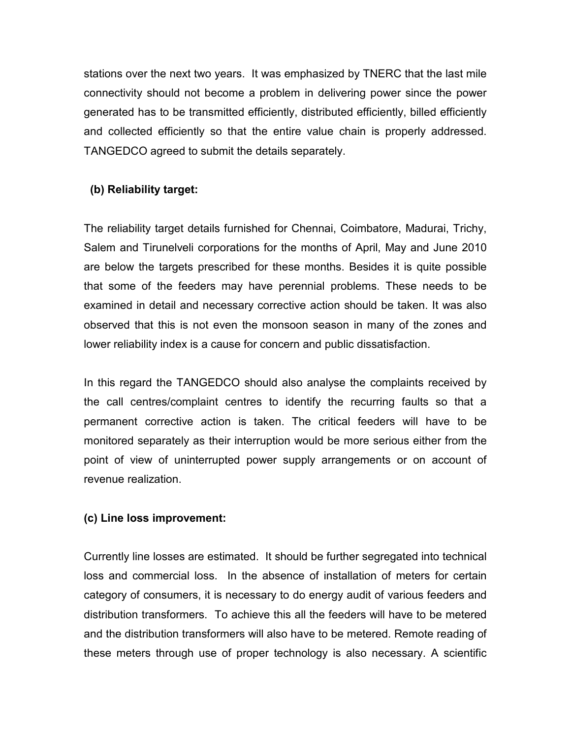stations over the next two years. It was emphasized by TNERC that the last mile connectivity should not become a problem in delivering power since the power generated has to be transmitted efficiently, distributed efficiently, billed efficiently and collected efficiently so that the entire value chain is properly addressed. TANGEDCO agreed to submit the details separately.

**(b) Reliability target:**

The reliability target details furnished for Chennai, Coimbatore, Madurai, Trichy, Salem and Tirunelveli corporations for the months of April, May and June 2010 are below the targets prescribed for these months. Besides it is quite possible that some of the feeders may have perennial problems. These needs to be examined in detail and necessary corrective action should be taken. It was also observed that this is not even the monsoon season in many of the zones and lower reliability index is a cause for concern and public dissatisfaction.

In this regard the TANGEDCO should also analyse the complaints received by the call centres/complaint centres to identify the recurring faults so that a permanent corrective action is taken. The critical feeders will have to be monitored separately as their interruption would be more serious either from the point of view of uninterrupted power supply arrangements or on account of revenue realization.

**(c) Line loss improvement:**

Currently line losses are estimated. It should be further segregated into technical loss and commercial loss. In the absence of installation of meters for certain category of consumers, it is necessary to do energy audit of various feeders and distribution transformers. To achieve this all the feeders will have to be metered and the distribution transformers will also have to be metered. Remote reading of these meters through use of proper technology is also necessary. A scientific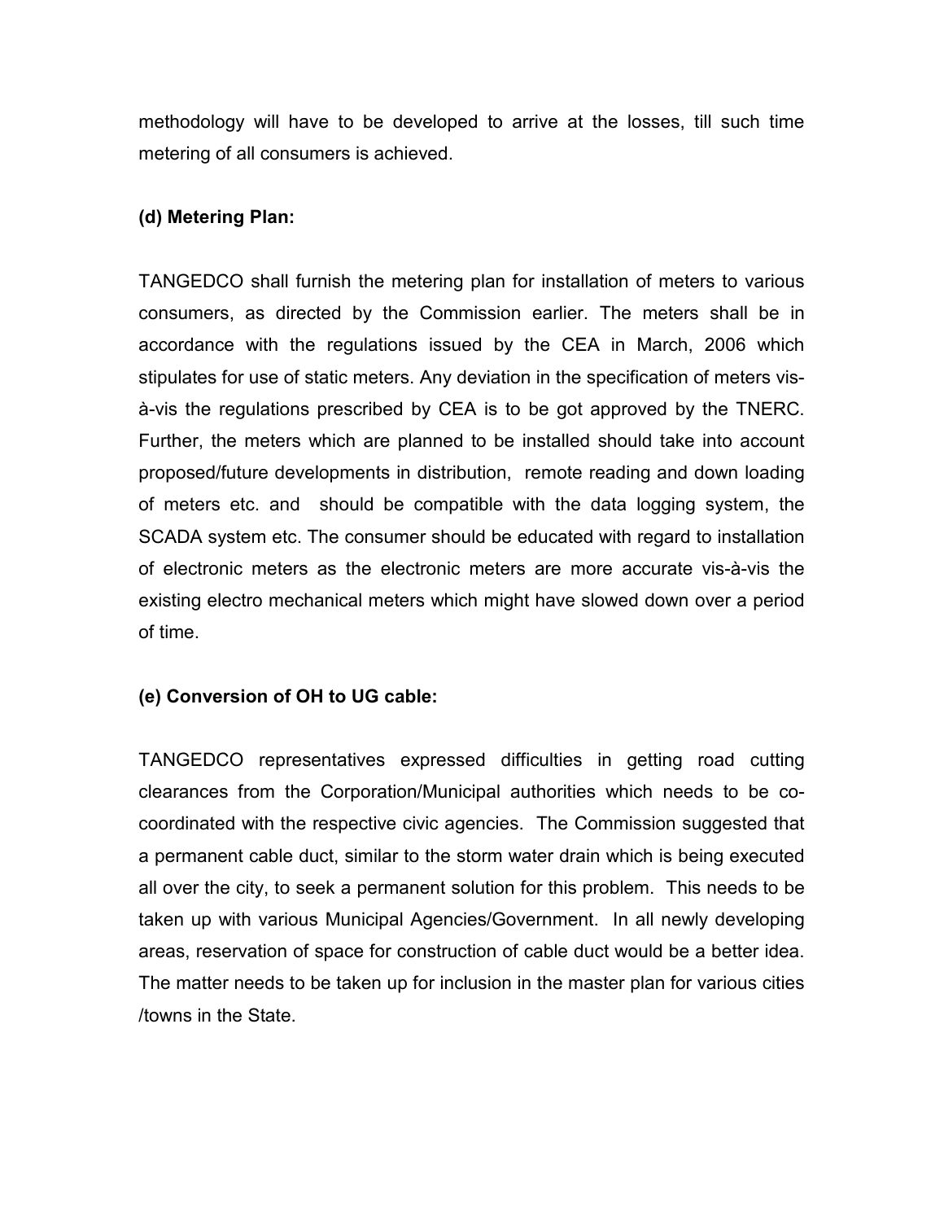methodology will have to be developed to arrive at the losses, till such time metering of all consumers is achieved.

**(d) Metering Plan:**

TANGEDCO shall furnish the metering plan for installation of meters to various consumers, as directed by the Commission earlier. The meters shall be in accordance with the regulations issued by the CEA in March, 2006 which stipulates for use of static meters. Any deviation in the specification of meters vis-à-vis the regulations prescribed by CEA is to be got approved by the TNERC. Further, the meters which are planned to be installed should take into account proposed/future developments in distribution, remote reading and down loading of meters etc. and should be compatible with the data logging system, the SCADA system etc. The consumer should be educated with regard to installation of electronic meters as the electronic meters are more accurate vis-à-vis the existing electro mechanical meters which might have slowed down over a period of time.

**(e) Conversion of OH to UG cable:**

TANGEDCO representatives expressed difficulties in getting road cutting clearances from the Corporation/Municipal authorities which needs to be co-coordinated with the respective civic agencies. The Commission suggested that a permanent cable duct, similar to the storm water drain which is being executed all over the city, to seek a permanent solution for this problem. This needs to be taken up with various Municipal Agencies/Government. In all newly developing areas, reservation of space for construction of cable duct would be a better idea. The matter needs to be taken up for inclusion in the master plan for various cities /towns in the State.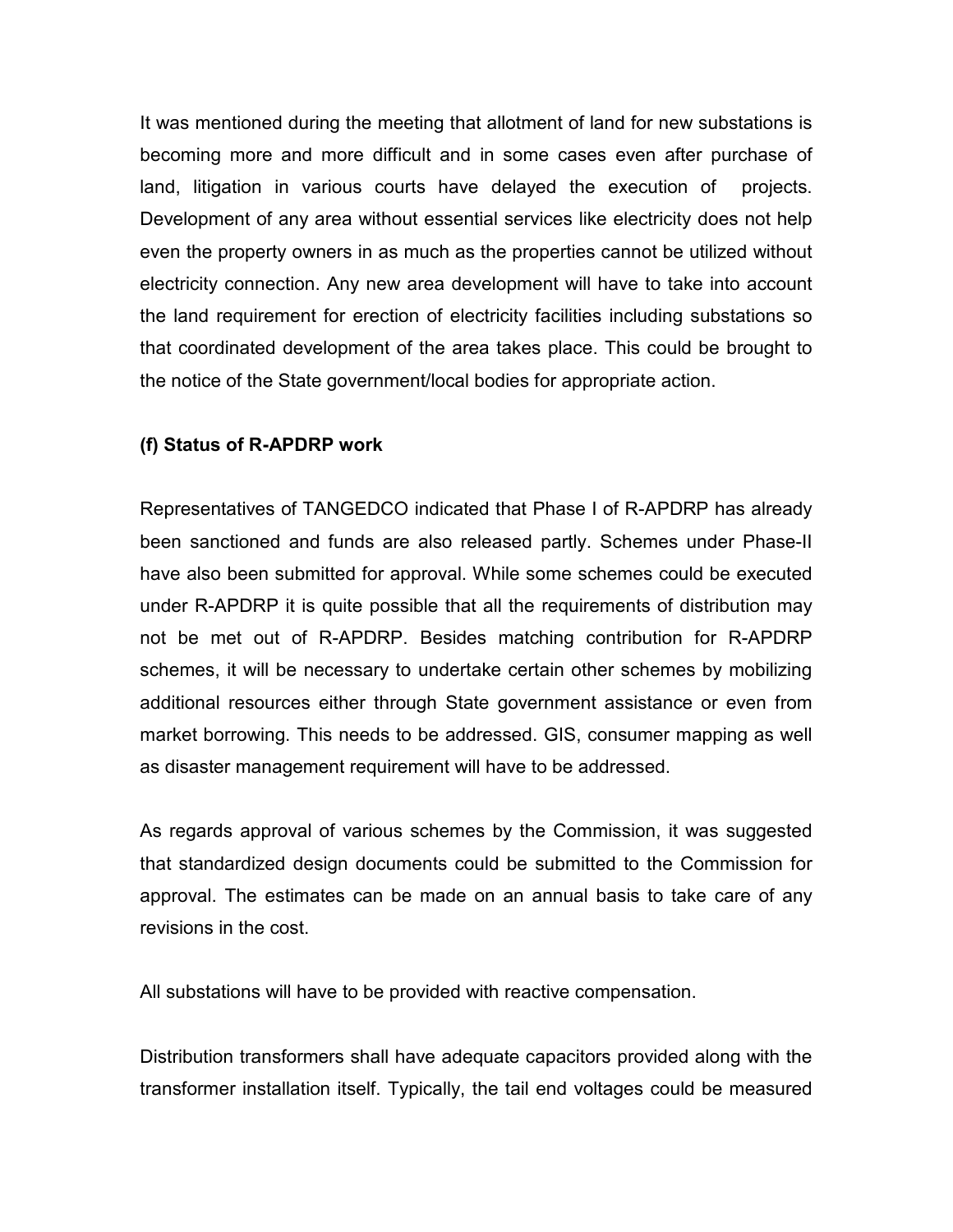It was mentioned during the meeting that allotment of land for new substations is becoming more and more difficult and in some cases even after purchase of land, litigation in various courts have delayed the execution of projects. Development of any area without essential services like electricity does not help even the property owners in as much as the properties cannot be utilized without electricity connection. Any new area development will have to take into account the land requirement for erection of electricity facilities including substations so that coordinated development of the area takes place. This could be brought to the notice of the State government/local bodies for appropriate action.

**(f) Status of R-APDRP work**

Representatives of TANGEDCO indicated that Phase I of R-APDRP has already been sanctioned and funds are also released partly. Schemes under Phase-II have also been submitted for approval. While some schemes could be executed under R-APDRP it is quite possible that all the requirements of distribution may not be met out of R-APDRP. Besides matching contribution for R-APDRP schemes, it will be necessary to undertake certain other schemes by mobilizing additional resources either through State government assistance or even from market borrowing. This needs to be addressed. GIS, consumer mapping as well as disaster management requirement will have to be addressed.

As regards approval of various schemes by the Commission, it was suggested that standardized design documents could be submitted to the Commission for approval. The estimates can be made on an annual basis to take care of any revisions in the cost.

All substations will have to be provided with reactive compensation.

Distribution transformers shall have adequate capacitors provided along with the transformer installation itself. Typically, the tail end voltages could be measured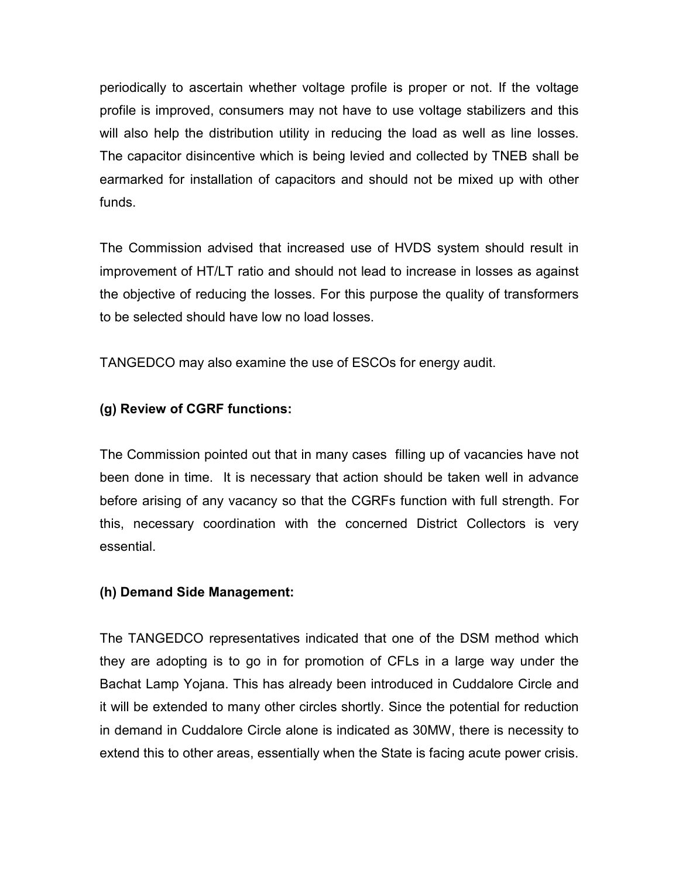periodically to ascertain whether voltage profile is proper or not. If the voltage profile is improved, consumers may not have to use voltage stabilizers and this will also help the distribution utility in reducing the load as well as line losses. The capacitor disincentive which is being levied and collected by TNEB shall be earmarked for installation of capacitors and should not be mixed up with other funds.

The Commission advised that increased use of HVDS system should result in improvement of HT/LT ratio and should not lead to increase in losses as against the objective of reducing the losses. For this purpose the quality of transformers to be selected should have low no load losses.

TANGEDCO may also examine the use of ESCOs for energy audit.

**(g) Review of CGRF functions:**

The Commission pointed out that in many cases filling up of vacancies have not been done in time. It is necessary that action should be taken well in advance before arising of any vacancy so that the CGRFs function with full strength. For this, necessary coordination with the concerned District Collectors is very essential.

**(h) Demand Side Management:**

The TANGEDCO representatives indicated that one of the DSM method which they are adopting is to go in for promotion of CFLs in a large way under the Bachat Lamp Yojana. This has already been introduced in Cuddalore Circle and it will be extended to many other circles shortly. Since the potential for reduction in demand in Cuddalore Circle alone is indicated as 30MW, there is necessity to extend this to other areas, essentially when the State is facing acute power crisis.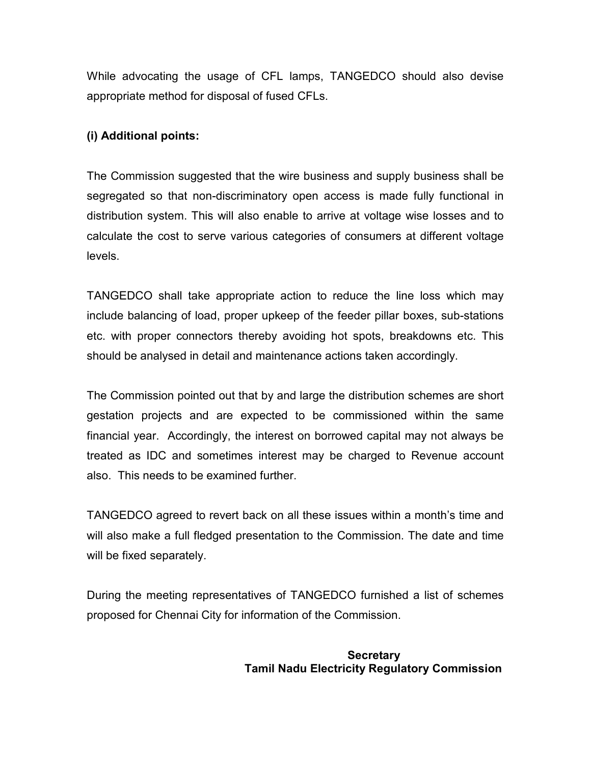While advocating the usage of CFL lamps, TANGEDCO should also devise appropriate method for disposal of fused CFLs.

**(i) Additional points:**

The Commission suggested that the wire business and supply business shall be segregated so that non-discriminatory open access is made fully functional in distribution system. This will also enable to arrive at voltage wise losses and to calculate the cost to serve various categories of consumers at different voltage levels.

TANGEDCO shall take appropriate action to reduce the line loss which may include balancing of load, proper upkeep of the feeder pillar boxes, sub-stations etc. with proper connectors thereby avoiding hot spots, breakdowns etc. This should be analysed in detail and maintenance actions taken accordingly.

The Commission pointed out that by and large the distribution schemes are short gestation projects and are expected to be commissioned within the same financial year. Accordingly, the interest on borrowed capital may not always be treated as IDC and sometimes interest may be charged to Revenue account also. This needs to be examined further.

TANGEDCO agreed to revert back on all these issues within a month's time and will also make a full fledged presentation to the Commission. The date and time will be fixed separately.

During the meeting representatives of TANGEDCO furnished a list of schemes proposed for Chennai City for information of the Commission.

**Secretary**
**Tamil Nadu Electricity Regulatory Commission**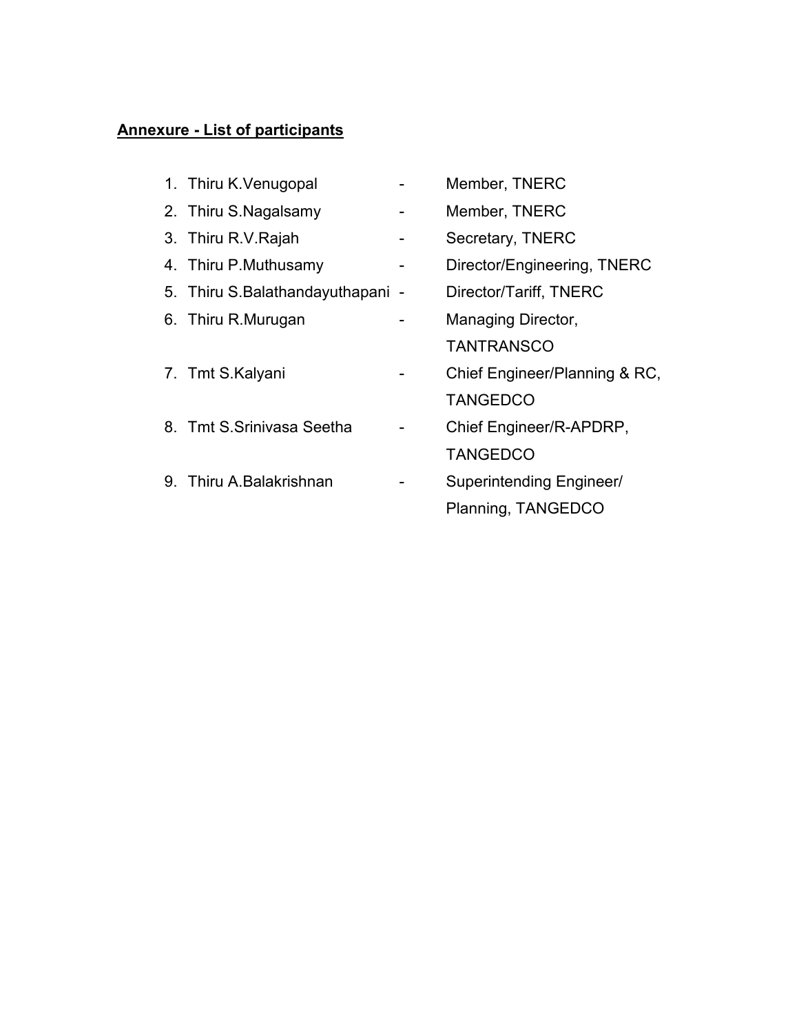**<u>Annexure - List of participants</u>**

1. Thiru K.Venugopal - Member, TNERC
2. Thiru S.Nagalsamy - Member, TNERC
3. Thiru R.V.Rajah - Secretary, TNERC
4. Thiru P.Muthusamy - Director/Engineering, TNERC
5. Thiru S.Balathandayuthapani - Director/Tariff, TNERC
6. Thiru R.Murugan - Managing Director, TANTRANSCO
7. Tmt S.Kalyani - Chief Engineer/Planning & RC, TANGEDCO
8. Tmt S.Srinivasa Seetha - Chief Engineer/R-APDRP, TANGEDCO
9. Thiru A.Balakrishnan - Superintending Engineer/ Planning, TANGEDCO